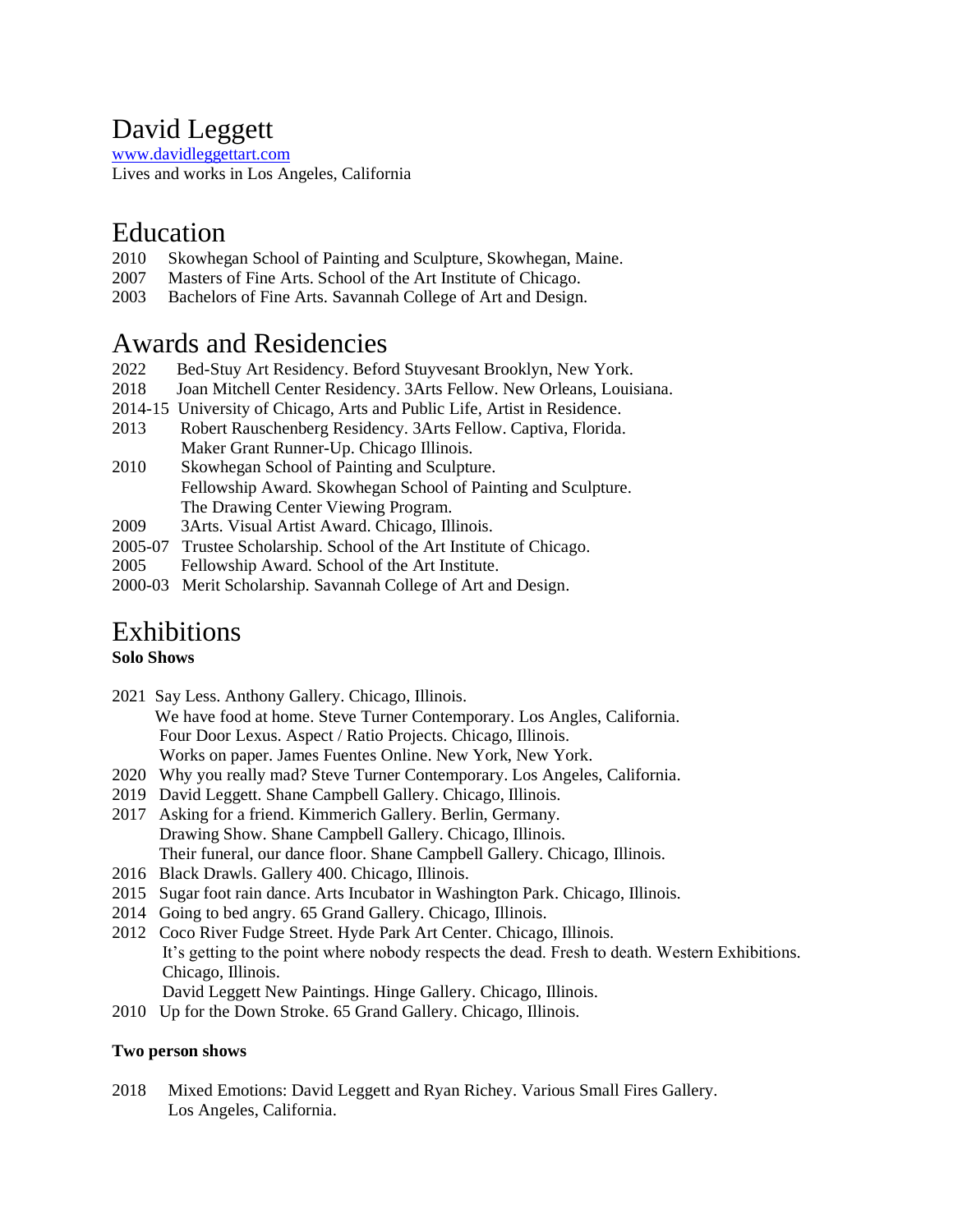# David Leggett

www.davidleggettart.com

Lives and works in Los Angeles, California

## Education

2010 Skowhegan School of Painting and Sculpture, Skowhegan, Maine.
2007 Masters of Fine Arts. School of the Art Institute of Chicago.
2003 Bachelors of Fine Arts. Savannah College of Art and Design.

## Awards and Residencies

2022 Bed-Stuy Art Residency. Beford Stuyvesant Brooklyn, New York.
2018 Joan Mitchell Center Residency. 3Arts Fellow. New Orleans, Louisiana.
2014-15 University of Chicago, Arts and Public Life, Artist in Residence.
2013 Robert Rauschenberg Residency. 3Arts Fellow. Captiva, Florida.
Maker Grant Runner-Up. Chicago Illinois.
2010 Skowhegan School of Painting and Sculpture.
Fellowship Award. Skowhegan School of Painting and Sculpture.
The Drawing Center Viewing Program.
2009 3Arts. Visual Artist Award. Chicago, Illinois.
2005-07 Trustee Scholarship. School of the Art Institute of Chicago.
2005 Fellowship Award. School of the Art Institute.
2000-03 Merit Scholarship. Savannah College of Art and Design.

## Exhibitions

**Solo Shows**

2021 Say Less. Anthony Gallery. Chicago, Illinois.
We have food at home. Steve Turner Contemporary. Los Angles, California.
Four Door Lexus. Aspect / Ratio Projects. Chicago, Illinois.
Works on paper. James Fuentes Online. New York, New York.
2020 Why you really mad? Steve Turner Contemporary. Los Angeles, California.
2019 David Leggett. Shane Campbell Gallery. Chicago, Illinois.
2017 Asking for a friend. Kimmerich Gallery. Berlin, Germany.
Drawing Show. Shane Campbell Gallery. Chicago, Illinois.
Their funeral, our dance floor. Shane Campbell Gallery. Chicago, Illinois.
2016 Black Drawls. Gallery 400. Chicago, Illinois.
2015 Sugar foot rain dance. Arts Incubator in Washington Park. Chicago, Illinois.
2014 Going to bed angry. 65 Grand Gallery. Chicago, Illinois.
2012 Coco River Fudge Street. Hyde Park Art Center. Chicago, Illinois.
It's getting to the point where nobody respects the dead. Fresh to death. Western Exhibitions. Chicago, Illinois.
David Leggett New Paintings. Hinge Gallery. Chicago, Illinois.
2010 Up for the Down Stroke. 65 Grand Gallery. Chicago, Illinois.

**Two person shows**

2018 Mixed Emotions: David Leggett and Ryan Richey. Various Small Fires Gallery. Los Angeles, California.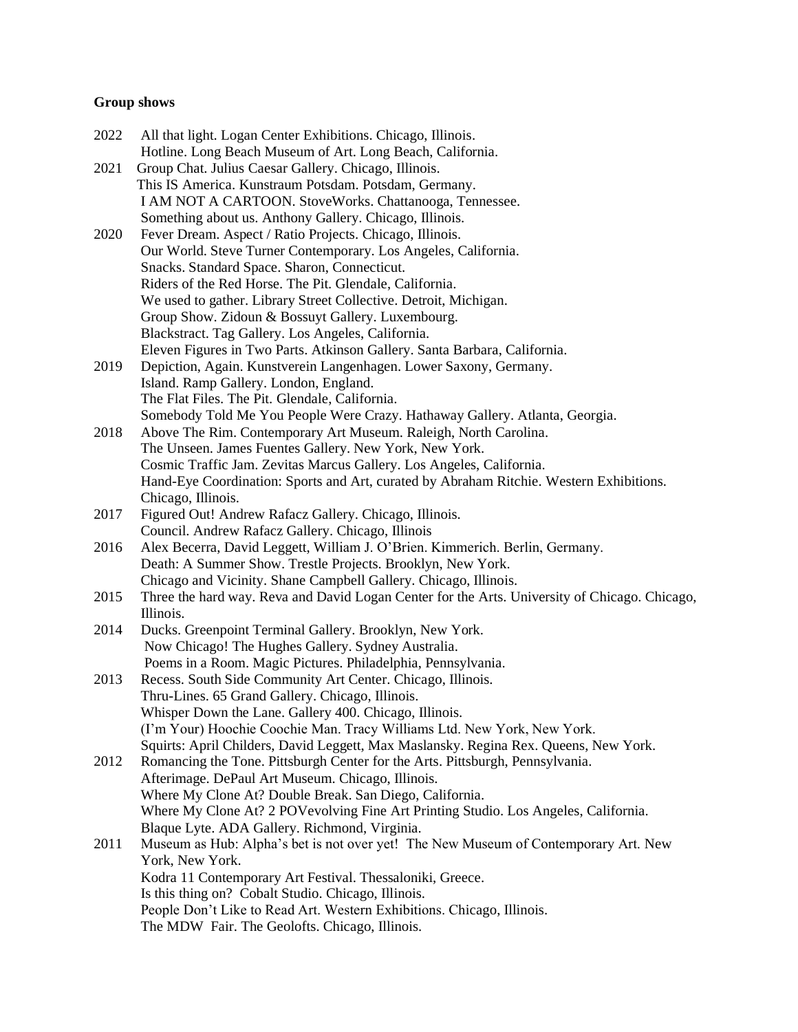**Group shows**

2022 All that light. Logan Center Exhibitions. Chicago, Illinois.
Hotline. Long Beach Museum of Art. Long Beach, California.

2021 Group Chat. Julius Caesar Gallery. Chicago, Illinois.
This IS America. Kunstraum Potsdam. Potsdam, Germany.
I AM NOT A CARTOON. StoveWorks. Chattanooga, Tennessee.
Something about us. Anthony Gallery. Chicago, Illinois.

2020 Fever Dream. Aspect / Ratio Projects. Chicago, Illinois.
Our World. Steve Turner Contemporary. Los Angeles, California.
Snacks. Standard Space. Sharon, Connecticut.
Riders of the Red Horse. The Pit. Glendale, California.
We used to gather. Library Street Collective. Detroit, Michigan.
Group Show. Zidoun & Bossuyt Gallery. Luxembourg.
Blackstract. Tag Gallery. Los Angeles, California.
Eleven Figures in Two Parts. Atkinson Gallery. Santa Barbara, California.

2019 Depiction, Again. Kunstverein Langenhagen. Lower Saxony, Germany.
Island. Ramp Gallery. London, England.
The Flat Files. The Pit. Glendale, California.
Somebody Told Me You People Were Crazy. Hathaway Gallery. Atlanta, Georgia.

2018 Above The Rim. Contemporary Art Museum. Raleigh, North Carolina.
The Unseen. James Fuentes Gallery. New York, New York.
Cosmic Traffic Jam. Zevitas Marcus Gallery. Los Angeles, California.
Hand-Eye Coordination: Sports and Art, curated by Abraham Ritchie. Western Exhibitions. Chicago, Illinois.

2017 Figured Out! Andrew Rafacz Gallery. Chicago, Illinois.
Council. Andrew Rafacz Gallery. Chicago, Illinois

2016 Alex Becerra, David Leggett, William J. O'Brien. Kimmerich. Berlin, Germany.
Death: A Summer Show. Trestle Projects. Brooklyn, New York.
Chicago and Vicinity. Shane Campbell Gallery. Chicago, Illinois.

2015 Three the hard way. Reva and David Logan Center for the Arts. University of Chicago. Chicago, Illinois.

2014 Ducks. Greenpoint Terminal Gallery. Brooklyn, New York.
Now Chicago! The Hughes Gallery. Sydney Australia.
Poems in a Room. Magic Pictures. Philadelphia, Pennsylvania.

2013 Recess. South Side Community Art Center. Chicago, Illinois.
Thru-Lines. 65 Grand Gallery. Chicago, Illinois.
Whisper Down the Lane. Gallery 400. Chicago, Illinois.
(I'm Your) Hoochie Coochie Man. Tracy Williams Ltd. New York, New York.
Squirts: April Childers, David Leggett, Max Maslansky. Regina Rex. Queens, New York.

2012 Romancing the Tone. Pittsburgh Center for the Arts. Pittsburgh, Pennsylvania.
Afterimage. DePaul Art Museum. Chicago, Illinois.
Where My Clone At? Double Break. San Diego, California.
Where My Clone At? 2 POVevolving Fine Art Printing Studio. Los Angeles, California.
Blaque Lyte. ADA Gallery. Richmond, Virginia.

2011 Museum as Hub: Alpha's bet is not over yet! The New Museum of Contemporary Art. New York, New York.
Kodra 11 Contemporary Art Festival. Thessaloniki, Greece.
Is this thing on? Cobalt Studio. Chicago, Illinois.
People Don't Like to Read Art. Western Exhibitions. Chicago, Illinois.
The MDW Fair. The Geolofts. Chicago, Illinois.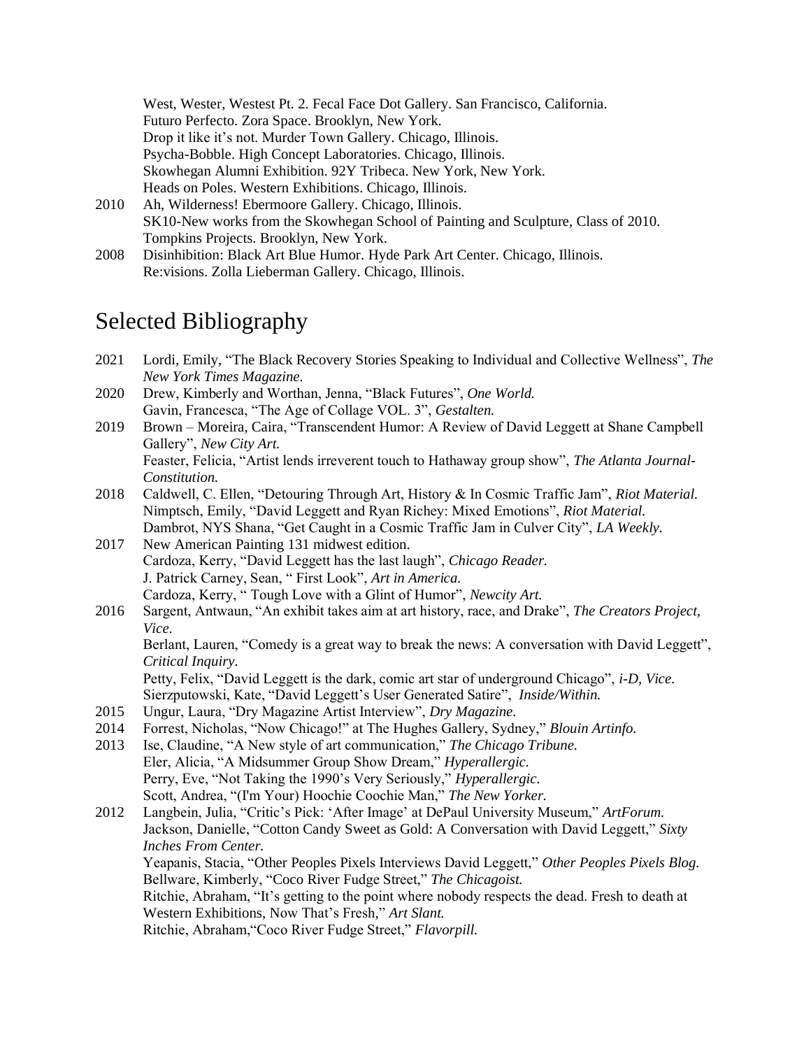West, Wester, Westest Pt. 2. Fecal Face Dot Gallery. San Francisco, California.
Futuro Perfecto. Zora Space. Brooklyn, New York.
Drop it like it's not. Murder Town Gallery. Chicago, Illinois.
Psycha-Bobble. High Concept Laboratories. Chicago, Illinois.
Skowhegan Alumni Exhibition. 92Y Tribeca. New York, New York.
Heads on Poles. Western Exhibitions. Chicago, Illinois.

2010 Ah, Wilderness! Ebermoore Gallery. Chicago, Illinois.
SK10-New works from the Skowhegan School of Painting and Sculpture, Class of 2010. Tompkins Projects. Brooklyn, New York.

2008 Disinhibition: Black Art Blue Humor. Hyde Park Art Center. Chicago, Illinois.
Re:visions. Zolla Lieberman Gallery. Chicago, Illinois.

# Selected Bibliography

2021 Lordi, Emily, "The Black Recovery Stories Speaking to Individual and Collective Wellness", *The New York Times Magazine.*

2020 Drew, Kimberly and Worthan, Jenna, "Black Futures", *One World.*
Gavin, Francesca, "The Age of Collage VOL. 3", *Gestalten.*

2019 Brown – Moreira, Caira, "Transcendent Humor: A Review of David Leggett at Shane Campbell Gallery", *New City Art.*
Feaster, Felicia, "Artist lends irreverent touch to Hathaway group show", *The Atlanta Journal-Constitution.*

2018 Caldwell, C. Ellen, "Detouring Through Art, History & In Cosmic Traffic Jam", *Riot Material.*
Nimptsch, Emily, "David Leggett and Ryan Richey: Mixed Emotions", *Riot Material.*
Dambrot, NYS Shana, "Get Caught in a Cosmic Traffic Jam in Culver City", *LA Weekly.*

2017 New American Painting 131 midwest edition.
Cardoza, Kerry, "David Leggett has the last laugh", *Chicago Reader.*
J. Patrick Carney, Sean, " First Look", *Art in America.*
Cardoza, Kerry, " Tough Love with a Glint of Humor", *Newcity Art.*

2016 Sargent, Antwaun, "An exhibit takes aim at art history, race, and Drake", *The Creators Project, Vice.*
Berlant, Lauren, "Comedy is a great way to break the news: A conversation with David Leggett", *Critical Inquiry.*
Petty, Felix, "David Leggett is the dark, comic art star of underground Chicago", *i-D, Vice.*
Sierzputowski, Kate, "David Leggett's User Generated Satire", *Inside/Within.*

2015 Ungur, Laura, "Dry Magazine Artist Interview", *Dry Magazine.*

2014 Forrest, Nicholas, "Now Chicago!" at The Hughes Gallery, Sydney," *Blouin Artinfo.*

2013 Ise, Claudine, "A New style of art communication," *The Chicago Tribune.*
Eler, Alicia, "A Midsummer Group Show Dream," *Hyperallergic.*
Perry, Eve, "Not Taking the 1990's Very Seriously," *Hyperallergic.*
Scott, Andrea, "(I'm Your) Hoochie Coochie Man," *The New Yorker.*

2012 Langbein, Julia, "Critic's Pick: 'After Image' at DePaul University Museum," *ArtForum.*
Jackson, Danielle, "Cotton Candy Sweet as Gold: A Conversation with David Leggett," *Sixty Inches From Center.*
Yeapanis, Stacia, "Other Peoples Pixels Interviews David Leggett," *Other Peoples Pixels Blog.*
Bellware, Kimberly, "Coco River Fudge Street," *The Chicagoist.*
Ritchie, Abraham, "It's getting to the point where nobody respects the dead. Fresh to death at Western Exhibitions, Now That's Fresh," *Art Slant.*
Ritchie, Abraham,"Coco River Fudge Street," *Flavorpill.*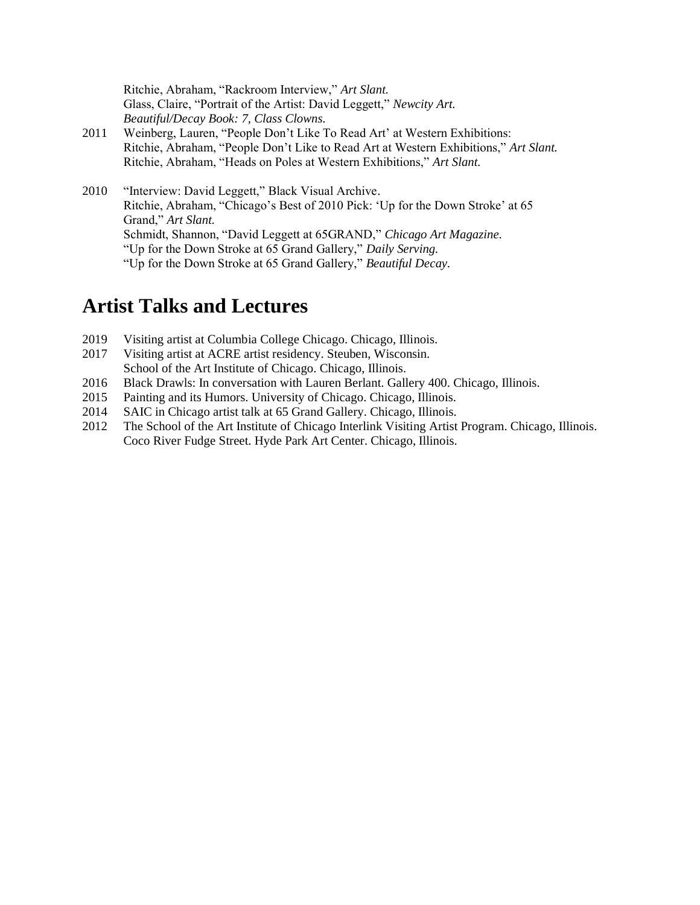Ritchie, Abraham, "Rackroom Interview," *Art Slant.*
Glass, Claire, "Portrait of the Artist: David Leggett," *Newcity Art.*
*Beautiful/Decay Book: 7, Class Clowns.*

2011 Weinberg, Lauren, "People Don't Like To Read Art' at Western Exhibitions:
Ritchie, Abraham, "People Don't Like to Read Art at Western Exhibitions," *Art Slant.*
Ritchie, Abraham, "Heads on Poles at Western Exhibitions," *Art Slant.*

2010 "Interview: David Leggett," Black Visual Archive.
Ritchie, Abraham, "Chicago's Best of 2010 Pick: 'Up for the Down Stroke' at 65 Grand," *Art Slant.*
Schmidt, Shannon, "David Leggett at 65GRAND," *Chicago Art Magazine*.
"Up for the Down Stroke at 65 Grand Gallery," *Daily Serving.*
"Up for the Down Stroke at 65 Grand Gallery," *Beautiful Decay*.

# Artist Talks and Lectures

2019 Visiting artist at Columbia College Chicago. Chicago, Illinois.
2017 Visiting artist at ACRE artist residency. Steuben, Wisconsin.
School of the Art Institute of Chicago. Chicago, Illinois.
2016 Black Drawls: In conversation with Lauren Berlant. Gallery 400. Chicago, Illinois.
2015 Painting and its Humors. University of Chicago. Chicago, Illinois.
2014 SAIC in Chicago artist talk at 65 Grand Gallery. Chicago, Illinois.
2012 The School of the Art Institute of Chicago Interlink Visiting Artist Program. Chicago, Illinois.
Coco River Fudge Street. Hyde Park Art Center. Chicago, Illinois.